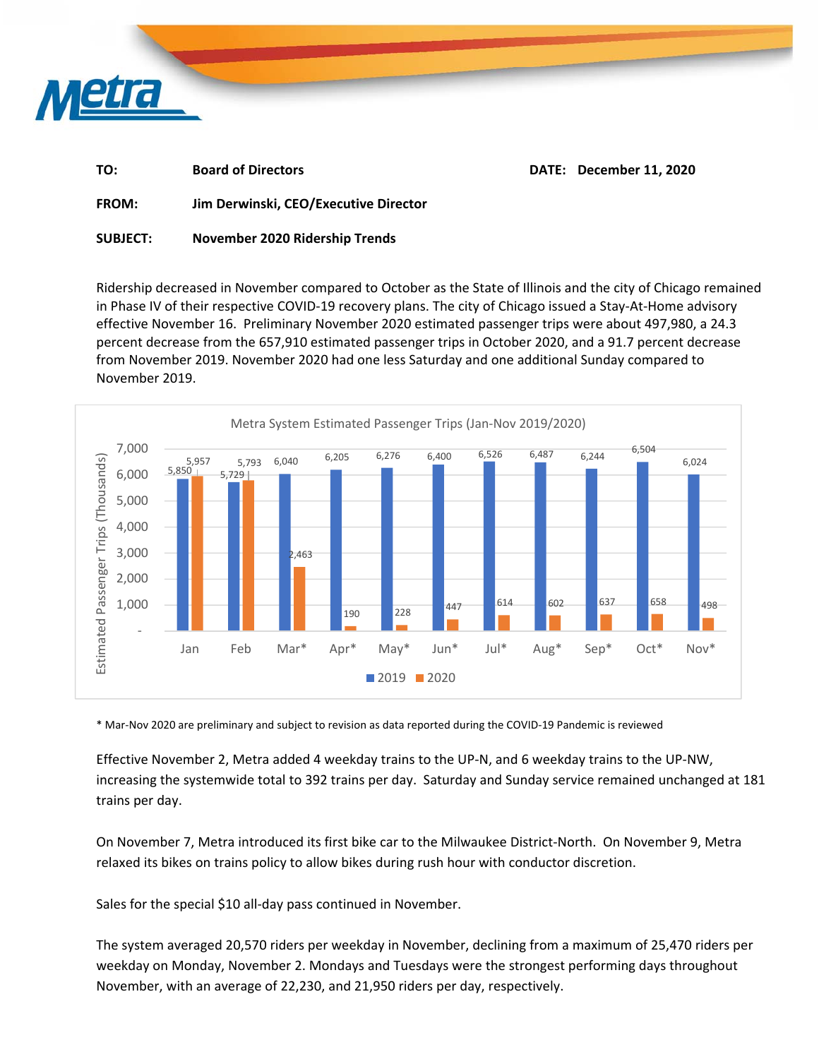| | |
|---|---|
| **TO:** | **Board of Directors** |
| **FROM:** | **Jim Derwinski, CEO/Executive Director** |
| **SUBJECT:** | **November 2020 Ridership Trends** |

**DATE: December 11, 2020**

Ridership decreased in November compared to October as the State of Illinois and the city of Chicago remained in Phase IV of their respective COVID-19 recovery plans. The city of Chicago issued a Stay-At-Home advisory effective November 16. Preliminary November 2020 estimated passenger trips were about 497,980, a 24.3 percent decrease from the 657,910 estimated passenger trips in October 2020, and a 91.7 percent decrease from November 2019. November 2020 had one less Saturday and one additional Sunday compared to November 2019.

**Metra System Estimated Passenger Trips (Jan-Nov 2019/2020)**

Estimated Passenger Trips (Thousands)

| | Jan | Feb | Mar* | Apr* | May* | Jun* | Jul* | Aug* | Sep* | Oct* | Nov* |
|---|---|---|---|---|---|---|---|---|---|---|---|
| 2019 | 5,850 | 5,729 | 6,040 | 6,205 | 6,276 | 6,400 | 6,526 | 6,487 | 6,244 | 6,504 | 6,024 |
| 2020 | 5,957 | 5,793 | 2,463 | 190 | 228 | 447 | 614 | 602 | 637 | 658 | 498 |

\* Mar-Nov 2020 are preliminary and subject to revision as data reported during the COVID-19 Pandemic is reviewed

Effective November 2, Metra added 4 weekday trains to the UP-N, and 6 weekday trains to the UP-NW, increasing the systemwide total to 392 trains per day. Saturday and Sunday service remained unchanged at 181 trains per day.

On November 7, Metra introduced its first bike car to the Milwaukee District-North. On November 9, Metra relaxed its bikes on trains policy to allow bikes during rush hour with conductor discretion.

Sales for the special $10 all-day pass continued in November.

The system averaged 20,570 riders per weekday in November, declining from a maximum of 25,470 riders per weekday on Monday, November 2. Mondays and Tuesdays were the strongest performing days throughout November, with an average of 22,230, and 21,950 riders per day, respectively.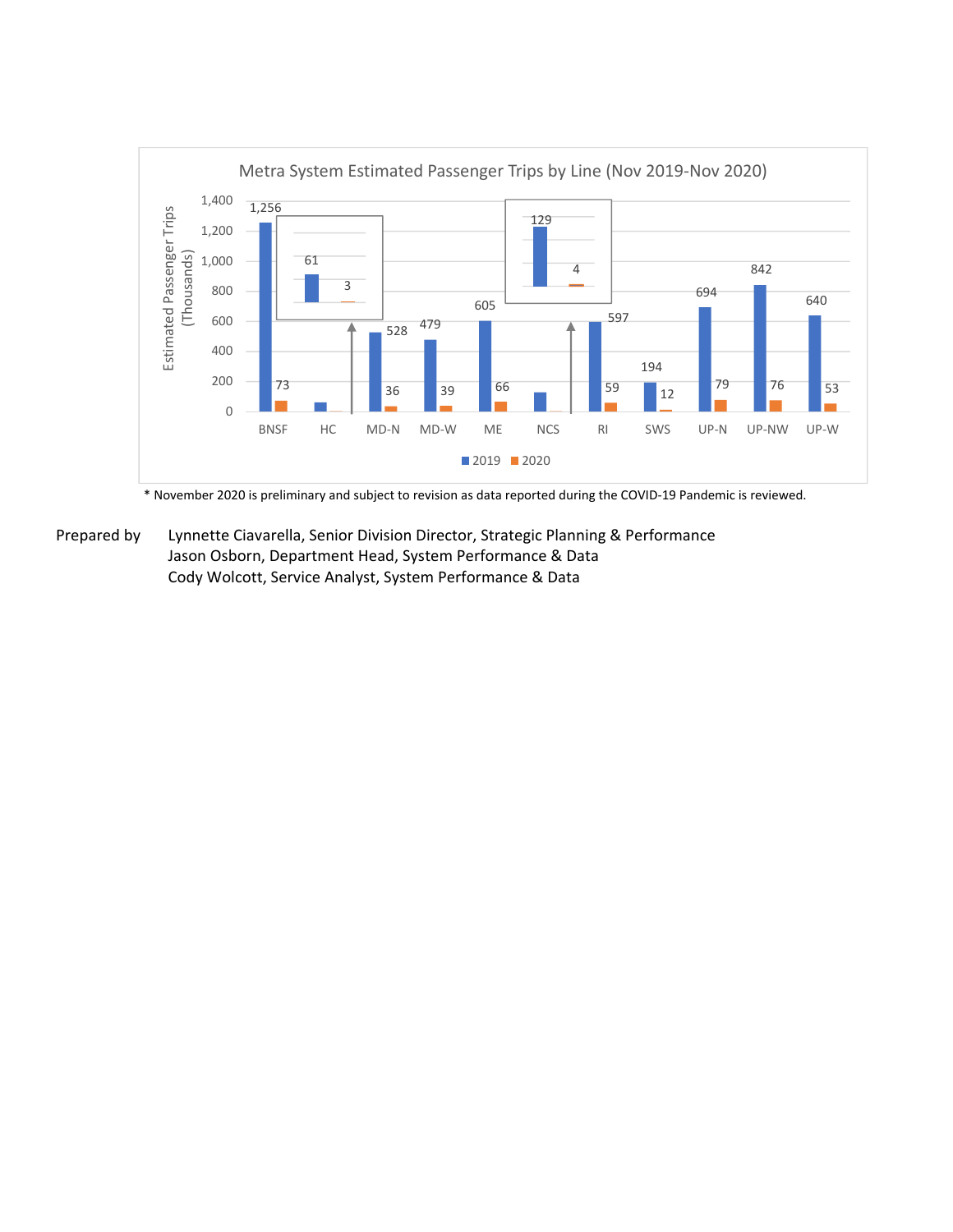Metra System Estimated Passenger Trips by Line (Nov 2019-Nov 2020)

Estimated Passenger Trips (Thousands)

1,400
1,200
1,000
800
600
400
200
0

1,256
73
61
3
528
36
479
39
605
66
129
4
597
59
194
12
694
79
842
76
640
53

BNSF HC MD-N MD-W ME NCS RI SWS UP-N UP-NW UP-W

2019 2020

* November 2020 is preliminary and subject to revision as data reported during the COVID-19 Pandemic is reviewed.

Prepared by Lynnette Ciavarella, Senior Division Director, Strategic Planning & Performance
Jason Osborn, Department Head, System Performance & Data
Cody Wolcott, Service Analyst, System Performance & Data